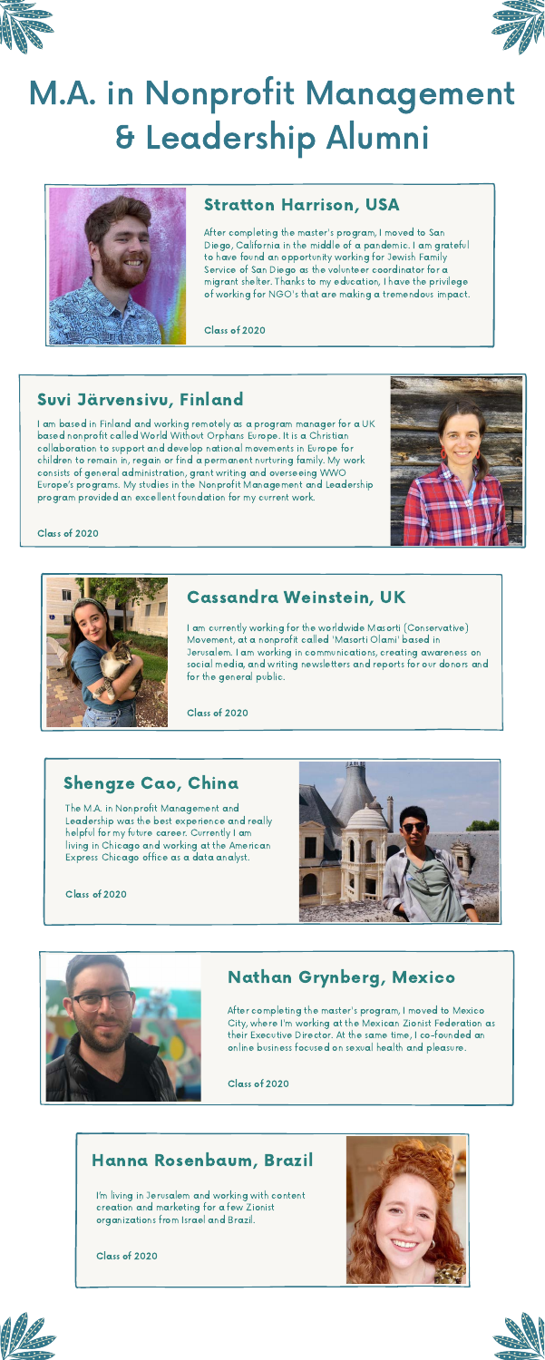# M.A. in Nonprofit Management & Leadership Alumni

## Stratton Harrison, USA

After completing the master's program, I moved to San Diego, California in the middle of a pandemic. I am grateful to have found an opportunity working for Jewish Family Service of San Diego as the volunteer coordinator for a migrant shelter. Thanks to my education, I have the privilege of working for NGO's that are making a tremendous impact.

**Class of 2020**

## Suvi Järvensivu, Finland

I am based in Finland and working remotely as a program manager for a UK based nonprofit called World Without Orphans Europe. It is a Christian collaboration to support and develop national movements in Europe for children to remain in, regain or find a permanent nurturing family. My work consists of general administration, grant writing and overseeing WWO Europe's programs. My studies in the Nonprofit Management and Leadership program provided an excellent foundation for my current work.

**Class of 2020**

## Cassandra Weinstein, UK

I am currently working for the worldwide Masorti (Conservative) Movement, at a nonprofit called 'Masorti Olami' based in Jerusalem. I am working in communications, creating awareness on social media, and writing newsletters and reports for our donors and for the general public.

**Class of 2020**

## Shengze Cao, China

The M.A. in Nonprofit Management and Leadership was the best experience and really helpful for my future career. Currently I am living in Chicago and working at the American Express Chicago office as a data analyst.

**Class of 2020**

## Nathan Grynberg, Mexico

After completing the master's program, I moved to Mexico City, where I'm working at the Mexican Zionist Federation as their Executive Director. At the same time, I co-founded an online business focused on sexual health and pleasure.

**Class of 2020**

## Hanna Rosenbaum, Brazil

I'm living in Jerusalem and working with content creation and marketing for a few Zionist organizations from Israel and Brazil.

**Class of 2020**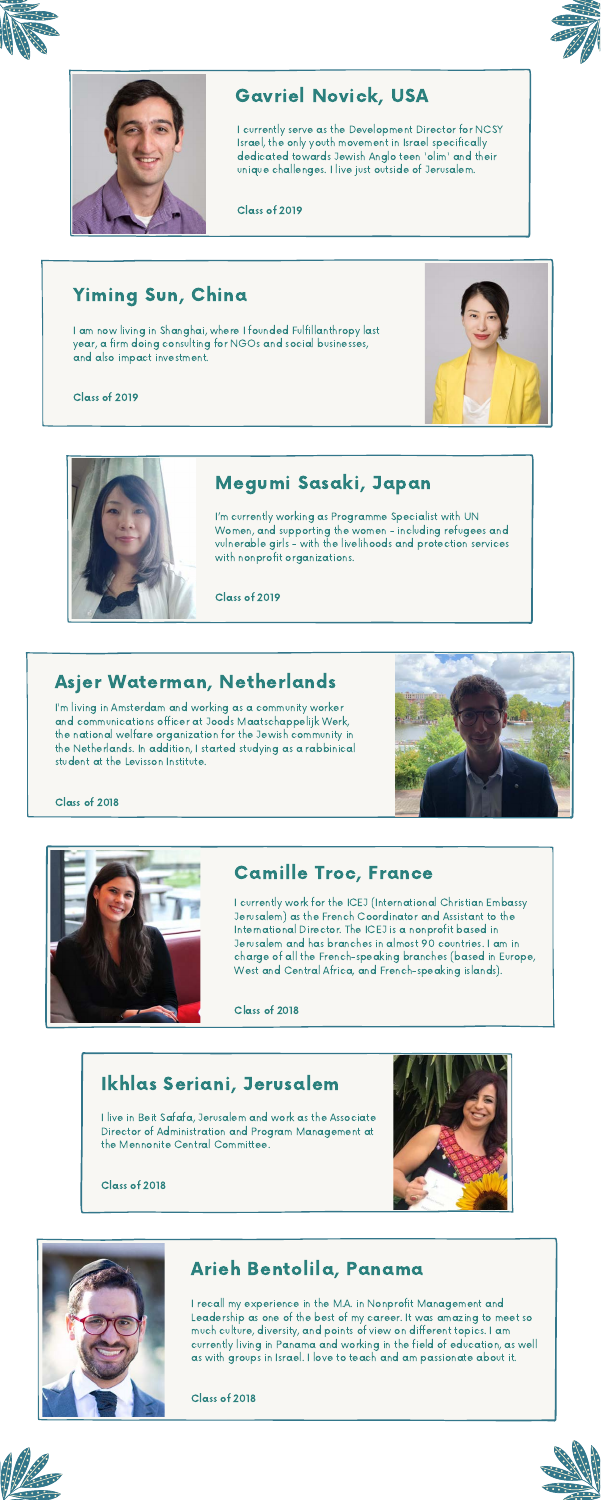## Gavriel Novick, USA

I currently serve as the Development Director for NCSY Israel, the only youth movement in Israel specifically dedicated towards Jewish Anglo teen 'olim' and their unique challenges. I live just outside of Jerusalem.

Class of 2019

## Yiming Sun, China

I am now living in Shanghai, where I founded Fulfillanthropy last year, a firm doing consulting for NGOs and social businesses, and also impact investment.

Class of 2019

## Megumi Sasaki, Japan

I'm currently working as Programme Specialist with UN Women, and supporting the women - including refugees and vulnerable girls - with the livelihoods and protection services with nonprofit organizations.

Class of 2019

## Asjer Waterman, Netherlands

I'm living in Amsterdam and working as a community worker and communications officer at Joods Maatschappelijk Werk, the national welfare organization for the Jewish community in the Netherlands. In addition, I started studying as a rabbinical student at the Levisson Institute.

Class of 2018

## Camille Troc, France

I currently work for the ICEJ (International Christian Embassy Jerusalem) as the French Coordinator and Assistant to the International Director. The ICEJ is a nonprofit based in Jerusalem and has branches in almost 90 countries. I am in charge of all the French-speaking branches (based in Europe, West and Central Africa, and French-speaking islands).

Class of 2018

## Ikhlas Seriani, Jerusalem

I live in Beit Safafa, Jerusalem and work as the Associate Director of Administration and Program Management at the Mennonite Central Committee.

Class of 2018

## Arieh Bentolila, Panama

I recall my experience in the M.A. in Nonprofit Management and Leadership as one of the best of my career. It was amazing to meet so much culture, diversity, and points of view on different topics. I am currently living in Panama and working in the field of education, as well as with groups in Israel. I love to teach and am passionate about it.

Class of 2018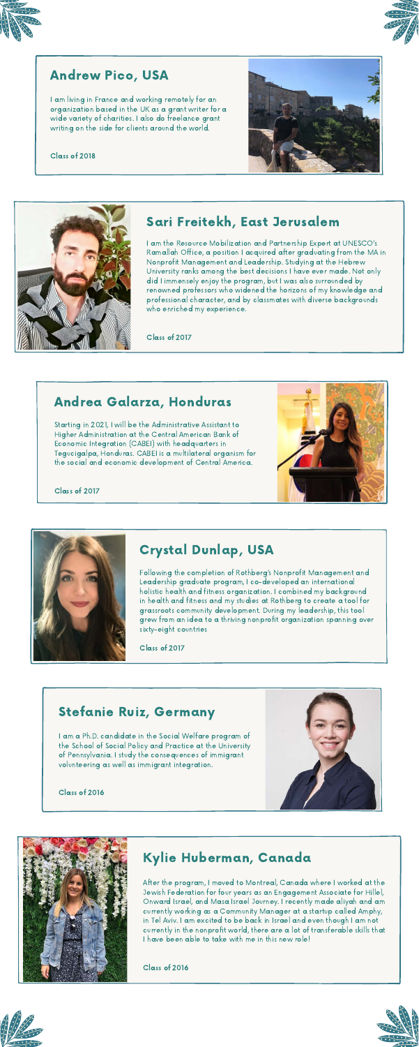## Andrew Pico, USA

I am living in France and working remotely for an organization based in the UK as a grant writer for a wide variety of charities. I also do freelance grant writing on the side for clients around the world.

**Class of 2018**

## Sari Freitekh, East Jerusalem

I am the Resource Mobilization and Partnership Expert at UNESCO's Ramallah Office, a position I acquired after graduating from the MA in Nonprofit Management and Leadership. Studying at the Hebrew University ranks among the best decisions I have ever made. Not only did I immensely enjoy the program, but I was also surrounded by renowned professors who widened the horizons of my knowledge and professional character, and by classmates with diverse backgrounds who enriched my experience.

**Class of 2017**

## Andrea Galarza, Honduras

Starting in 2021, I will be the Administrative Assistant to Higher Administration at the Central American Bank of Economic Integration (CABEI) with headquarters in Tegucigalpa, Honduras. CABEI is a multilateral organism for the social and economic development of Central America.

**Class of 2017**

## Crystal Dunlap, USA

Following the completion of Rothberg's Nonprofit Management and Leadership graduate program, I co-developed an international holistic health and fitness organization. I combined my background in health and fitness and my studies at Rothberg to create a tool for grassroots community development. During my leadership, this tool grew from an idea to a thriving nonprofit organization spanning over sixty-eight countries

**Class of 2017**

## Stefanie Ruiz, Germany

I am a Ph.D. candidate in the Social Welfare program of the School of Social Policy and Practice at the University of Pennsylvania. I study the consequences of immigrant volunteering as well as immigrant integration.

**Class of 2016**

## Kylie Huberman, Canada

After the program, I moved to Montreal, Canada where I worked at the Jewish Federation for four years as an Engagement Associate for Hillel, Onward Israel, and Masa Israel Journey. I recently made aliyah and am currently working as a Community Manager at a startup called Amphy, in Tel Aviv. I am excited to be back in Israel and even though I am not currently in the nonprofit world, there are a lot of transferable skills that I have been able to take with me in this new role!

**Class of 2016**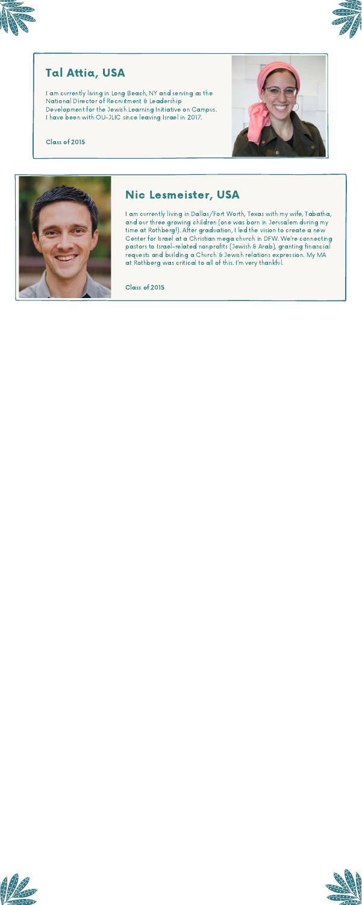## Tal Attia, USA

I am currently living in Long Beach, NY and serving as the National Director of Recruitment & Leadership Development for the Jewish Learning Initiative on Campus. I have been with OU-JLIC since leaving Israel in 2017.

Class of 2015

## Nic Lesmeister, USA

I am currently living in Dallas/Fort Worth, Texas with my wife, Tabatha, and our three growing children (one was born in Jerusalem during my time at Rothberg!). After graduation, I led the vision to create a new Center for Israel at a Christian mega church in DFW. We're connecting pastors to Israel-related nonprofits (Jewish & Arab), granting financial requests and building a Church & Jewish relations expression. My MA at Rothberg was critical to all of this. I'm very thankful.

Class of 2015